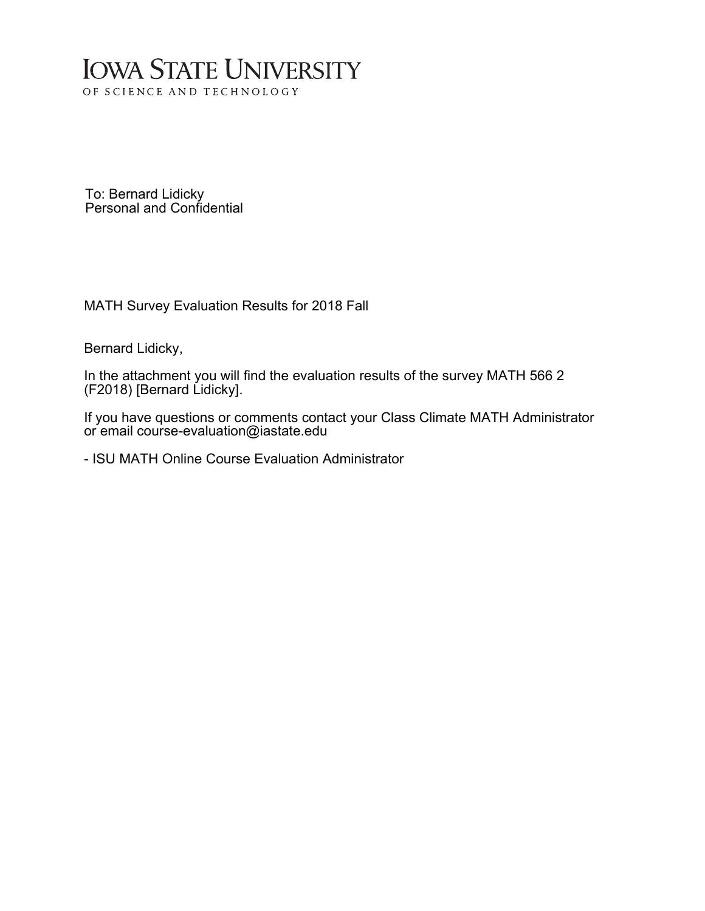# IOWA STATE UNIVERSITY

OF SCIENCE AND TECHNOLOGY

To: Bernard Lidicky
Personal and Confidential

MATH Survey Evaluation Results for 2018 Fall

Bernard Lidicky,

In the attachment you will find the evaluation results of the survey MATH 566 2 (F2018) [Bernard Lidicky].

If you have questions or comments contact your Class Climate MATH Administrator or email course-evaluation@iastate.edu

- ISU MATH Online Course Evaluation Administrator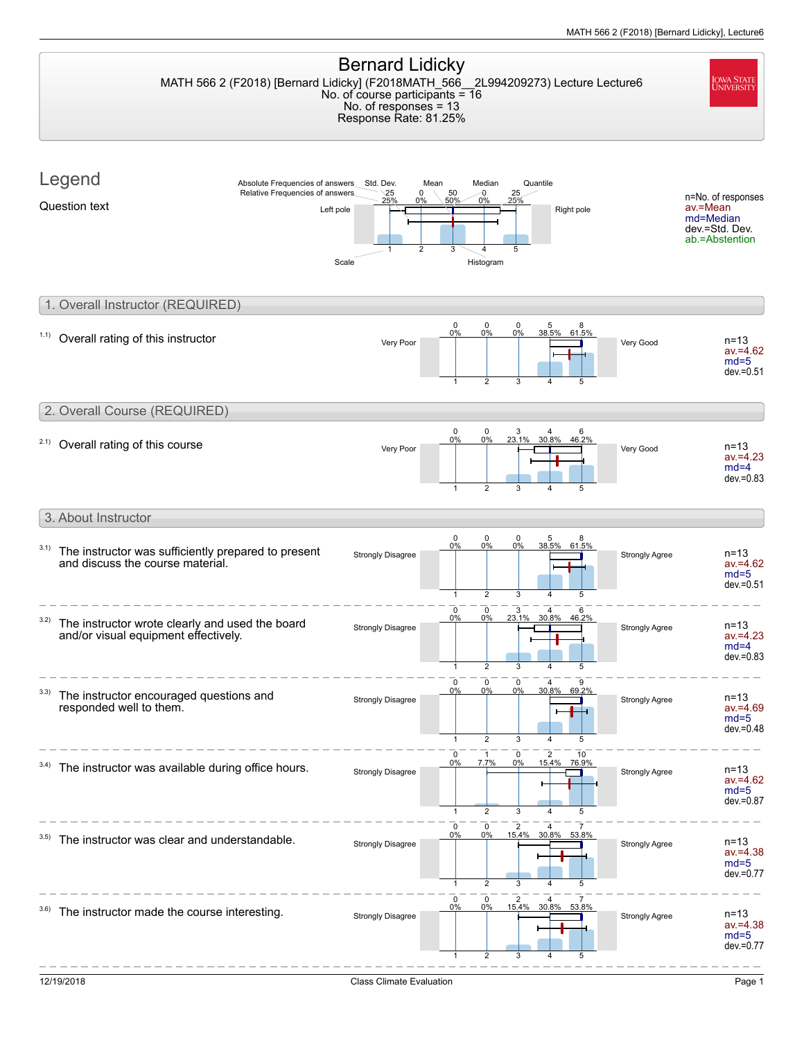# Bernard Lidicky

MATH 566 2 (F2018) [Bernard Lidicky] (F2018MATH_566__2L994209273) Lecture Lecture6
No. of course participants = 16
No. of responses = 13
Response Rate: 81.25%

## Legend

Question text

Legend labels: Absolute Frequencies of answers, Relative Frequencies of answers, Std. Dev., Mean, Median, Quantile, Left pole, Right pole, Scale, Histogram

n=No. of responses
av.=Mean
md=Median
dev.=Std. Dev.
ab.=Abstention

## 1. Overall Instructor (REQUIRED)

1.1) Overall rating of this instructor

| Left pole | 1 | 2 | 3 | 4 | 5 | Right pole | Statistics |
|---|---|---|---|---|---|---|---|
| Very Poor | 0 (0%) | 0 (0%) | 0 (0%) | 5 (38.5%) | 8 (61.5%) | Very Good | n=13, av.=4.62, md=5, dev.=0.51 |

## 2. Overall Course (REQUIRED)

2.1) Overall rating of this course

| Left pole | 1 | 2 | 3 | 4 | 5 | Right pole | Statistics |
|---|---|---|---|---|---|---|---|
| Very Poor | 0 (0%) | 0 (0%) | 3 (23.1%) | 4 (30.8%) | 6 (46.2%) | Very Good | n=13, av.=4.23, md=4, dev.=0.83 |

## 3. About Instructor

| Question | Left pole | 1 | 2 | 3 | 4 | 5 | Right pole | Statistics |
|---|---|---|---|---|---|---|---|---|
| 3.1) The instructor was sufficiently prepared to present and discuss the course material. | Strongly Disagree | 0 (0%) | 0 (0%) | 0 (0%) | 5 (38.5%) | 8 (61.5%) | Strongly Agree | n=13, av.=4.62, md=5, dev.=0.51 |
| 3.2) The instructor wrote clearly and used the board and/or visual equipment effectively. | Strongly Disagree | 0 (0%) | 0 (0%) | 3 (23.1%) | 4 (30.8%) | 6 (46.2%) | Strongly Agree | n=13, av.=4.23, md=4, dev.=0.83 |
| 3.3) The instructor encouraged questions and responded well to them. | Strongly Disagree | 0 (0%) | 0 (0%) | 0 (0%) | 4 (30.8%) | 9 (69.2%) | Strongly Agree | n=13, av.=4.69, md=5, dev.=0.48 |
| 3.4) The instructor was available during office hours. | Strongly Disagree | 0 (0%) | 1 (7.7%) | 0 (0%) | 2 (15.4%) | 10 (76.9%) | Strongly Agree | n=13, av.=4.62, md=5, dev.=0.87 |
| 3.5) The instructor was clear and understandable. | Strongly Disagree | 0 (0%) | 0 (0%) | 2 (15.4%) | 4 (30.8%) | 7 (53.8%) | Strongly Agree | n=13, av.=4.38, md=5, dev.=0.77 |
| 3.6) The instructor made the course interesting. | Strongly Disagree | 0 (0%) | 0 (0%) | 2 (15.4%) | 4 (30.8%) | 7 (53.8%) | Strongly Agree | n=13, av.=4.38, md=5, dev.=0.77 |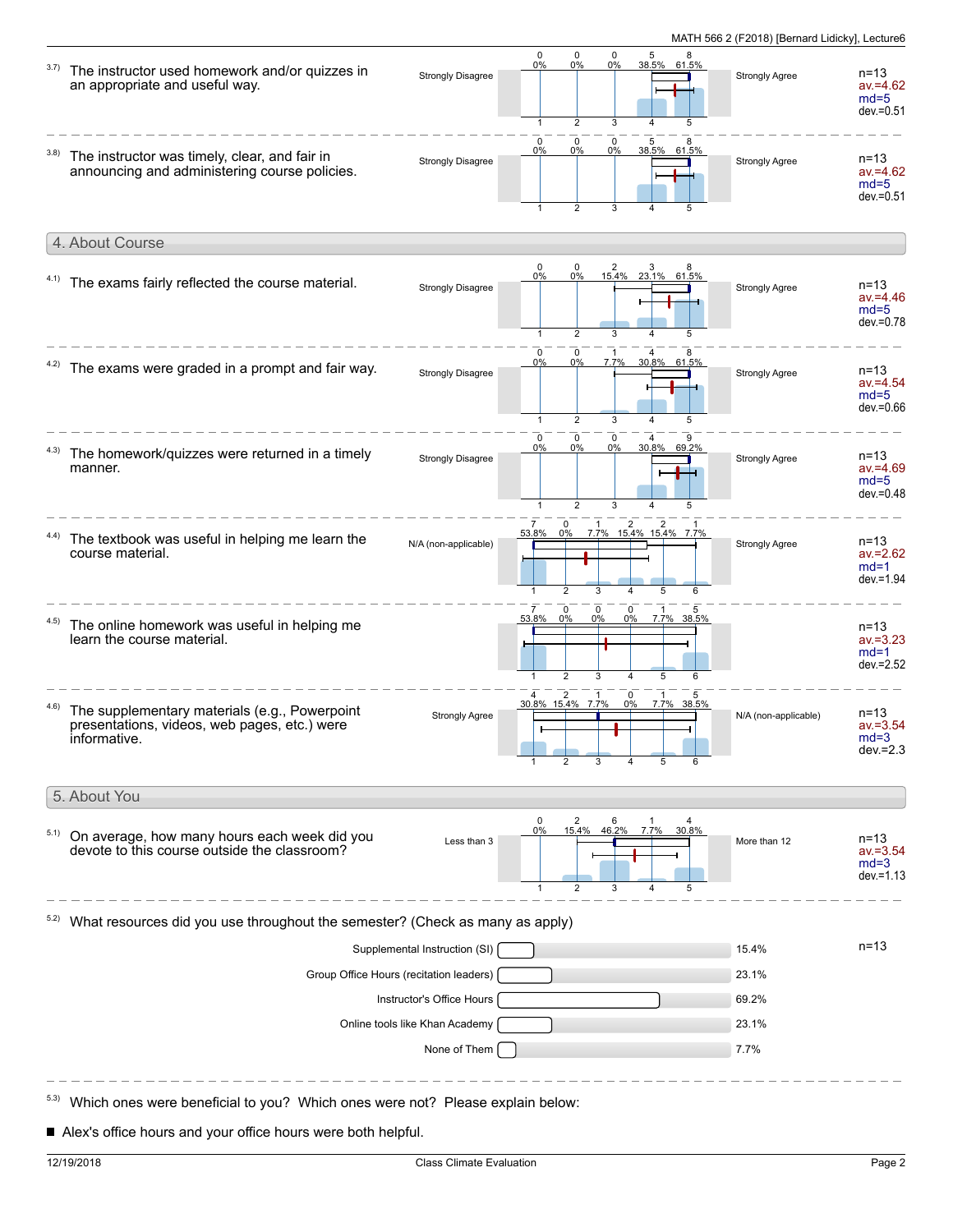3.7) The instructor used homework and/or quizzes in an appropriate and useful way.

| Strongly Disagree | 1 | 2 | 3 | 4 | 5 | Strongly Agree |
|---|---|---|---|---|---|---|
| | 0 (0%) | 0 (0%) | 0 (0%) | 5 (38.5%) | 8 (61.5%) | |

n=13, av.=4.62, md=5, dev.=0.51

3.8) The instructor was timely, clear, and fair in announcing and administering course policies.

| Strongly Disagree | 1 | 2 | 3 | 4 | 5 | Strongly Agree |
|---|---|---|---|---|---|---|
| | 0 (0%) | 0 (0%) | 0 (0%) | 5 (38.5%) | 8 (61.5%) | |

n=13, av.=4.62, md=5, dev.=0.51

## 4. About Course

4.1) The exams fairly reflected the course material.

| Strongly Disagree | 1 | 2 | 3 | 4 | 5 | Strongly Agree |
|---|---|---|---|---|---|---|
| | 0 (0%) | 0 (0%) | 2 (15.4%) | 3 (23.1%) | 8 (61.5%) | |

n=13, av.=4.46, md=5, dev.=0.78

4.2) The exams were graded in a prompt and fair way.

| Strongly Disagree | 1 | 2 | 3 | 4 | 5 | Strongly Agree |
|---|---|---|---|---|---|---|
| | 0 (0%) | 0 (0%) | 1 (7.7%) | 4 (30.8%) | 8 (61.5%) | |

n=13, av.=4.54, md=5, dev.=0.66

4.3) The homework/quizzes were returned in a timely manner.

| Strongly Disagree | 1 | 2 | 3 | 4 | 5 | Strongly Agree |
|---|---|---|---|---|---|---|
| | 0 (0%) | 0 (0%) | 0 (0%) | 4 (30.8%) | 9 (69.2%) | |

n=13, av.=4.69, md=5, dev.=0.48

4.4) The textbook was useful in helping me learn the course material.

| N/A (non-applicable) | 1 | 2 | 3 | 4 | 5 | 6 | Strongly Agree |
|---|---|---|---|---|---|---|---|
| | 7 (53.8%) | 0 (0%) | 1 (7.7%) | 2 (15.4%) | 2 (15.4%) | 1 (7.7%) | |

n=13, av.=2.62, md=1, dev.=1.94

4.5) The online homework was useful in helping me learn the course material.

| | 1 | 2 | 3 | 4 | 5 | 6 |
|---|---|---|---|---|---|---|
| | 7 (53.8%) | 0 (0%) | 0 (0%) | 0 (0%) | 1 (7.7%) | 5 (38.5%) |

n=13, av.=3.23, md=1, dev.=2.52

4.6) The supplementary materials (e.g., Powerpoint presentations, videos, web pages, etc.) were informative.

| Strongly Agree | 1 | 2 | 3 | 4 | 5 | 6 | N/A (non-applicable) |
|---|---|---|---|---|---|---|---|
| | 4 (30.8%) | 2 (15.4%) | 1 (7.7%) | 0 (0%) | 1 (7.7%) | 5 (38.5%) | |

n=13, av.=3.54, md=3, dev.=2.3

## 5. About You

5.1) On average, how many hours each week did you devote to this course outside the classroom?

| Less than 3 | 1 | 2 | 3 | 4 | 5 | More than 12 |
|---|---|---|---|---|---|---|
| | 0 (0%) | 2 (15.4%) | 6 (46.2%) | 1 (7.7%) | 4 (30.8%) | |

n=13, av.=3.54, md=3, dev.=1.13

5.2) What resources did you use throughout the semester? (Check as many as apply)

n=13

| Resource | Percentage |
|---|---|
| Supplemental Instruction (SI) | 15.4% |
| Group Office Hours (recitation leaders) | 23.1% |
| Instructor's Office Hours | 69.2% |
| Online tools like Khan Academy | 23.1% |
| None of Them | 7.7% |

5.3) Which ones were beneficial to you? Which ones were not? Please explain below:

- Alex's office hours and your office hours were both helpful.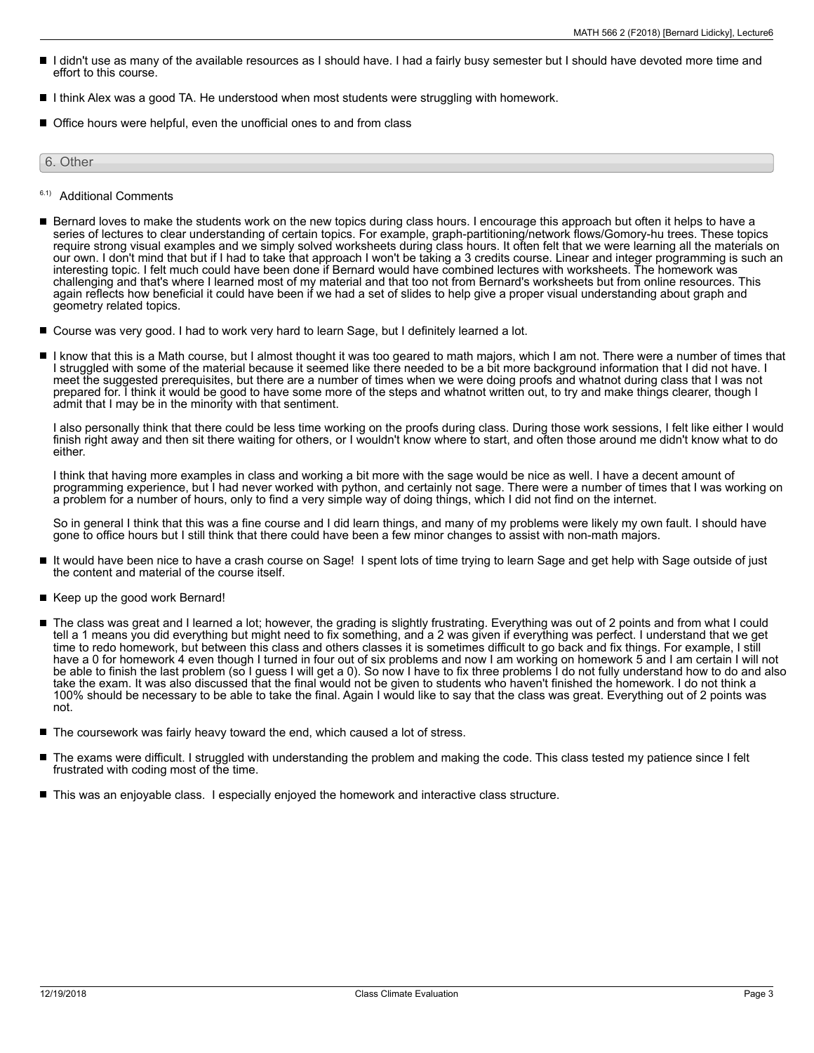- I didn't use as many of the available resources as I should have. I had a fairly busy semester but I should have devoted more time and effort to this course.
- I think Alex was a good TA. He understood when most students were struggling with homework.
- Office hours were helpful, even the unofficial ones to and from class

## 6. Other

6.1) Additional Comments

- Bernard loves to make the students work on the new topics during class hours. I encourage this approach but often it helps to have a series of lectures to clear understanding of certain topics. For example, graph-partitioning/network flows/Gomory-hu trees. These topics require strong visual examples and we simply solved worksheets during class hours. It often felt that we were learning all the materials on our own. I don't mind that but if I had to take that approach I won't be taking a 3 credits course. Linear and integer programming is such an interesting topic. I felt much could have been done if Bernard would have combined lectures with worksheets. The homework was challenging and that's where I learned most of my material and that too not from Bernard's worksheets but from online resources. This again reflects how beneficial it could have been if we had a set of slides to help give a proper visual understanding about graph and geometry related topics.
- Course was very good. I had to work very hard to learn Sage, but I definitely learned a lot.
- I know that this is a Math course, but I almost thought it was too geared to math majors, which I am not. There were a number of times that I struggled with some of the material because it seemed like there needed to be a bit more background information that I did not have. I meet the suggested prerequisites, but there are a number of times when we were doing proofs and whatnot during class that I was not prepared for. I think it would be good to have some more of the steps and whatnot written out, to try and make things clearer, though I admit that I may be in the minority with that sentiment.

  I also personally think that there could be less time working on the proofs during class. During those work sessions, I felt like either I would finish right away and then sit there waiting for others, or I wouldn't know where to start, and often those around me didn't know what to do either.

  I think that having more examples in class and working a bit more with the sage would be nice as well. I have a decent amount of programming experience, but I had never worked with python, and certainly not sage. There were a number of times that I was working on a problem for a number of hours, only to find a very simple way of doing things, which I did not find on the internet.

  So in general I think that this was a fine course and I did learn things, and many of my problems were likely my own fault. I should have gone to office hours but I still think that there could have been a few minor changes to assist with non-math majors.
- It would have been nice to have a crash course on Sage! I spent lots of time trying to learn Sage and get help with Sage outside of just the content and material of the course itself.
- Keep up the good work Bernard!
- The class was great and I learned a lot; however, the grading is slightly frustrating. Everything was out of 2 points and from what I could tell a 1 means you did everything but might need to fix something, and a 2 was given if everything was perfect. I understand that we get time to redo homework, but between this class and others classes it is sometimes difficult to go back and fix things. For example, I still have a 0 for homework 4 even though I turned in four out of six problems and now I am working on homework 5 and I am certain I will not be able to finish the last problem (so I guess I will get a 0). So now I have to fix three problems I do not fully understand how to do and also take the exam. It was also discussed that the final would not be given to students who haven't finished the homework. I do not think a 100% should be necessary to be able to take the final. Again I would like to say that the class was great. Everything out of 2 points was not.
- The coursework was fairly heavy toward the end, which caused a lot of stress.
- The exams were difficult. I struggled with understanding the problem and making the code. This class tested my patience since I felt frustrated with coding most of the time.
- This was an enjoyable class. I especially enjoyed the homework and interactive class structure.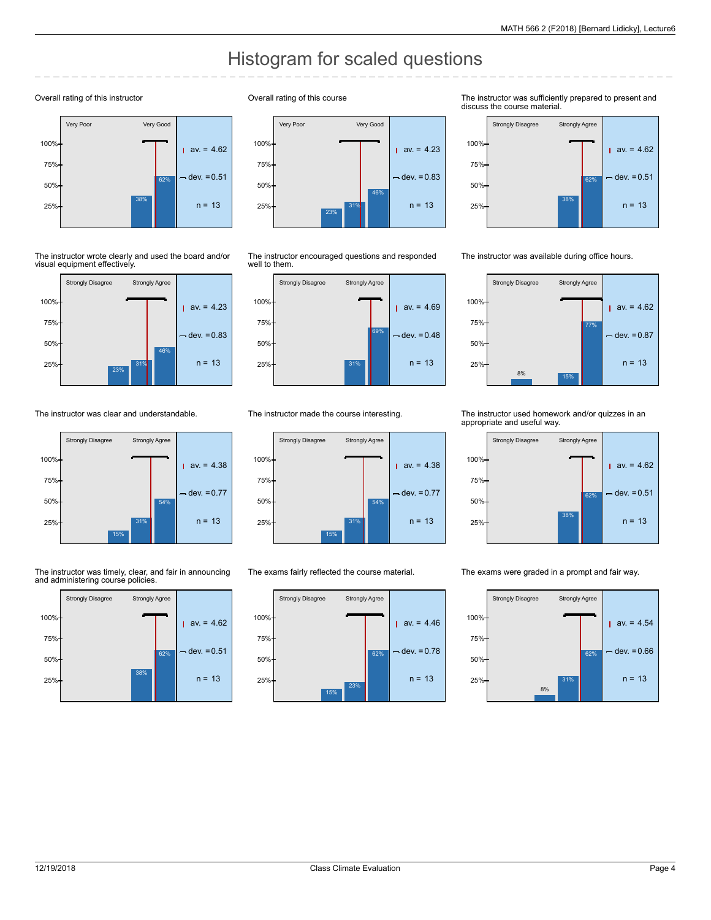# Histogram for scaled questions

### Overall rating of this instructor

Very Poor — Very Good

| | |
|---|---|
| av. | 4.62 |
| dev. | 0.51 |
| n | 13 |

Distribution: 38%, 62%

### Overall rating of this course

Very Poor — Very Good

| | |
|---|---|
| av. | 4.23 |
| dev. | 0.83 |
| n | 13 |

Distribution: 23%, 31%, 46%

### The instructor was sufficiently prepared to present and discuss the course material.

Strongly Disagree — Strongly Agree

| | |
|---|---|
| av. | 4.62 |
| dev. | 0.51 |
| n | 13 |

Distribution: 38%, 62%

### The instructor wrote clearly and used the board and/or visual equipment effectively.

Strongly Disagree — Strongly Agree

| | |
|---|---|
| av. | 4.23 |
| dev. | 0.83 |
| n | 13 |

Distribution: 23%, 31%, 46%

### The instructor encouraged questions and responded well to them.

Strongly Disagree — Strongly Agree

| | |
|---|---|
| av. | 4.69 |
| dev. | 0.48 |
| n | 13 |

Distribution: 31%, 69%

### The instructor was available during office hours.

Strongly Disagree — Strongly Agree

| | |
|---|---|
| av. | 4.62 |
| dev. | 0.87 |
| n | 13 |

Distribution: 8%, 15%, 77%

### The instructor was clear and understandable.

Strongly Disagree — Strongly Agree

| | |
|---|---|
| av. | 4.38 |
| dev. | 0.77 |
| n | 13 |

Distribution: 15%, 31%, 54%

### The instructor made the course interesting.

Strongly Disagree — Strongly Agree

| | |
|---|---|
| av. | 4.38 |
| dev. | 0.77 |
| n | 13 |

Distribution: 15%, 31%, 54%

### The instructor used homework and/or quizzes in an appropriate and useful way.

Strongly Disagree — Strongly Agree

| | |
|---|---|
| av. | 4.62 |
| dev. | 0.51 |
| n | 13 |

Distribution: 38%, 62%

### The instructor was timely, clear, and fair in announcing and administering course policies.

Strongly Disagree — Strongly Agree

| | |
|---|---|
| av. | 4.62 |
| dev. | 0.51 |
| n | 13 |

Distribution: 38%, 62%

### The exams fairly reflected the course material.

Strongly Disagree — Strongly Agree

| | |
|---|---|
| av. | 4.46 |
| dev. | 0.78 |
| n | 13 |

Distribution: 15%, 23%, 62%

### The exams were graded in a prompt and fair way.

Strongly Disagree — Strongly Agree

| | |
|---|---|
| av. | 4.54 |
| dev. | 0.66 |
| n | 13 |

Distribution: 8%, 31%, 62%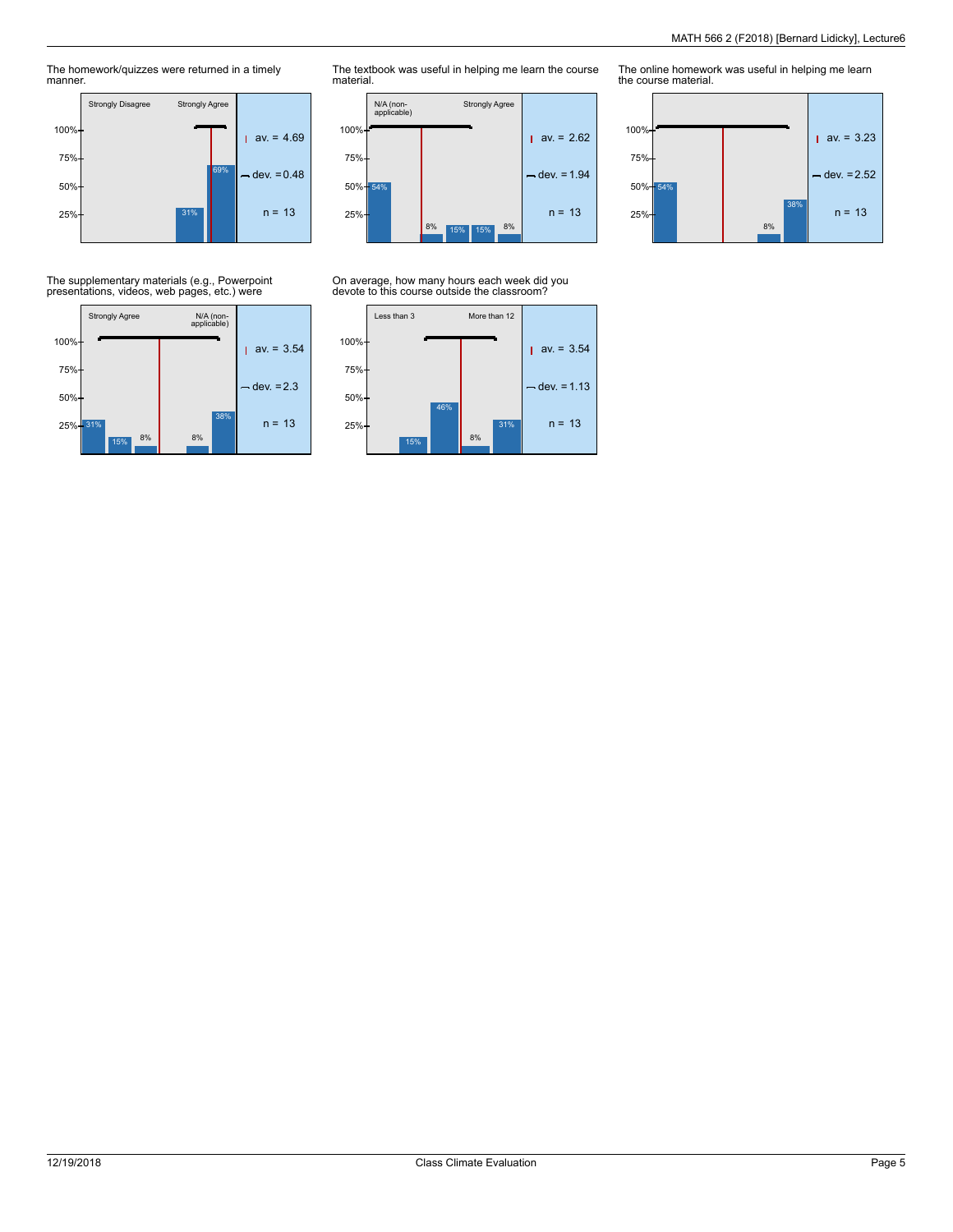The homework/quizzes were returned in a timely manner.

| Strongly Disagree → Strongly Agree | |
|---|---|
| 31% | |
| 69% | |
| av. = 4.69 | |
| dev. = 0.48 | |
| n = 13 | |

The textbook was useful in helping me learn the course material.

| N/A (non-applicable) → Strongly Agree | |
|---|---|
| 54%, 8%, 15%, 15%, 8% | |
| av. = 2.62 | |
| dev. = 1.94 | |
| n = 13 | |

The online homework was useful in helping me learn the course material.

| | |
|---|---|
| 54%, 8%, 38% | |
| av. = 3.23 | |
| dev. = 2.52 | |
| n = 13 | |

The supplementary materials (e.g., Powerpoint presentations, videos, web pages, etc.) were

| Strongly Agree → N/A (non-applicable) | |
|---|---|
| 31%, 15%, 8%, 8%, 38% | |
| av. = 3.54 | |
| dev. = 2.3 | |
| n = 13 | |

On average, how many hours each week did you devote to this course outside the classroom?

| Less than 3 → More than 12 | |
|---|---|
| 15%, 46%, 8%, 31% | |
| av. = 3.54 | |
| dev. = 1.13 | |
| n = 13 | |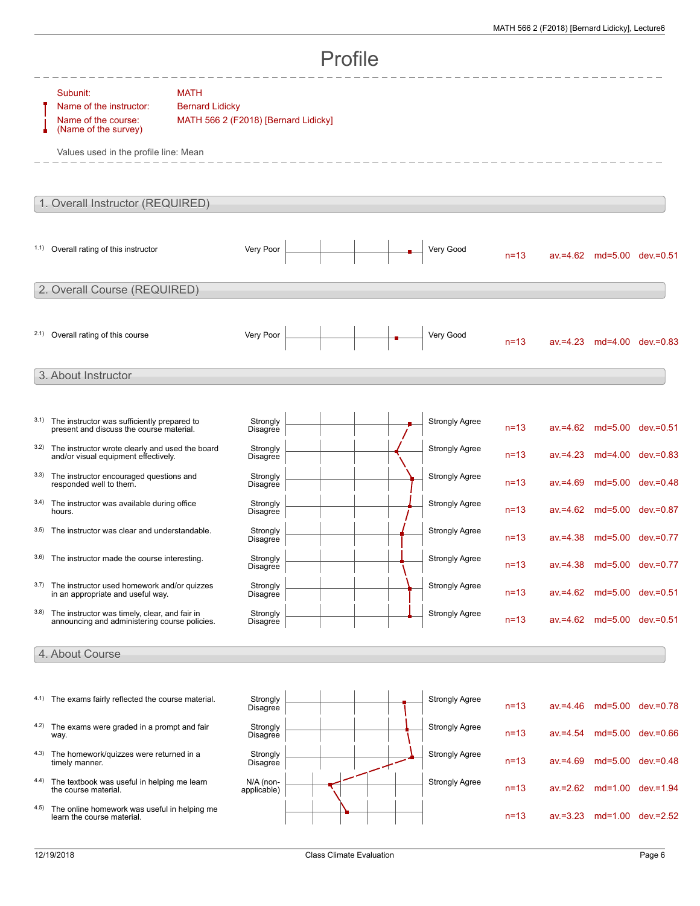# Profile

Subunit: MATH

Name of the instructor: Bernard Lidicky

Name of the course: (Name of the survey) MATH 566 2 (F2018) [Bernard Lidicky]

Values used in the profile line: Mean

## 1. Overall Instructor (REQUIRED)

| | Question | Left pole | Right pole | n | av. | md | dev. |
|---|---|---|---|---|---|---|---|
| 1.1) | Overall rating of this instructor | Very Poor | Very Good | n=13 | av.=4.62 | md=5.00 | dev.=0.51 |

## 2. Overall Course (REQUIRED)

| | Question | Left pole | Right pole | n | av. | md | dev. |
|---|---|---|---|---|---|---|---|
| 2.1) | Overall rating of this course | Very Poor | Very Good | n=13 | av.=4.23 | md=4.00 | dev.=0.83 |

## 3. About Instructor

| | Question | Left pole | Right pole | n | av. | md | dev. |
|---|---|---|---|---|---|---|---|
| 3.1) | The instructor was sufficiently prepared to present and discuss the course material. | Strongly Disagree | Strongly Agree | n=13 | av.=4.62 | md=5.00 | dev.=0.51 |
| 3.2) | The instructor wrote clearly and used the board and/or visual equipment effectively. | Strongly Disagree | Strongly Agree | n=13 | av.=4.23 | md=4.00 | dev.=0.83 |
| 3.3) | The instructor encouraged questions and responded well to them. | Strongly Disagree | Strongly Agree | n=13 | av.=4.69 | md=5.00 | dev.=0.48 |
| 3.4) | The instructor was available during office hours. | Strongly Disagree | Strongly Agree | n=13 | av.=4.62 | md=5.00 | dev.=0.87 |
| 3.5) | The instructor was clear and understandable. | Strongly Disagree | Strongly Agree | n=13 | av.=4.38 | md=5.00 | dev.=0.77 |
| 3.6) | The instructor made the course interesting. | Strongly Disagree | Strongly Agree | n=13 | av.=4.38 | md=5.00 | dev.=0.77 |
| 3.7) | The instructor used homework and/or quizzes in an appropriate and useful way. | Strongly Disagree | Strongly Agree | n=13 | av.=4.62 | md=5.00 | dev.=0.51 |
| 3.8) | The instructor was timely, clear, and fair in announcing and administering course policies. | Strongly Disagree | Strongly Agree | n=13 | av.=4.62 | md=5.00 | dev.=0.51 |

## 4. About Course

| | Question | Left pole | Right pole | n | av. | md | dev. |
|---|---|---|---|---|---|---|---|
| 4.1) | The exams fairly reflected the course material. | Strongly Disagree | Strongly Agree | n=13 | av.=4.46 | md=5.00 | dev.=0.78 |
| 4.2) | The exams were graded in a prompt and fair way. | Strongly Disagree | Strongly Agree | n=13 | av.=4.54 | md=5.00 | dev.=0.66 |
| 4.3) | The homework/quizzes were returned in a timely manner. | Strongly Disagree | Strongly Agree | n=13 | av.=4.69 | md=5.00 | dev.=0.48 |
| 4.4) | The textbook was useful in helping me learn the course material. | N/A (non-applicable) | Strongly Agree | n=13 | av.=2.62 | md=1.00 | dev.=1.94 |
| 4.5) | The online homework was useful in helping me learn the course material. | | | n=13 | av.=3.23 | md=1.00 | dev.=2.52 |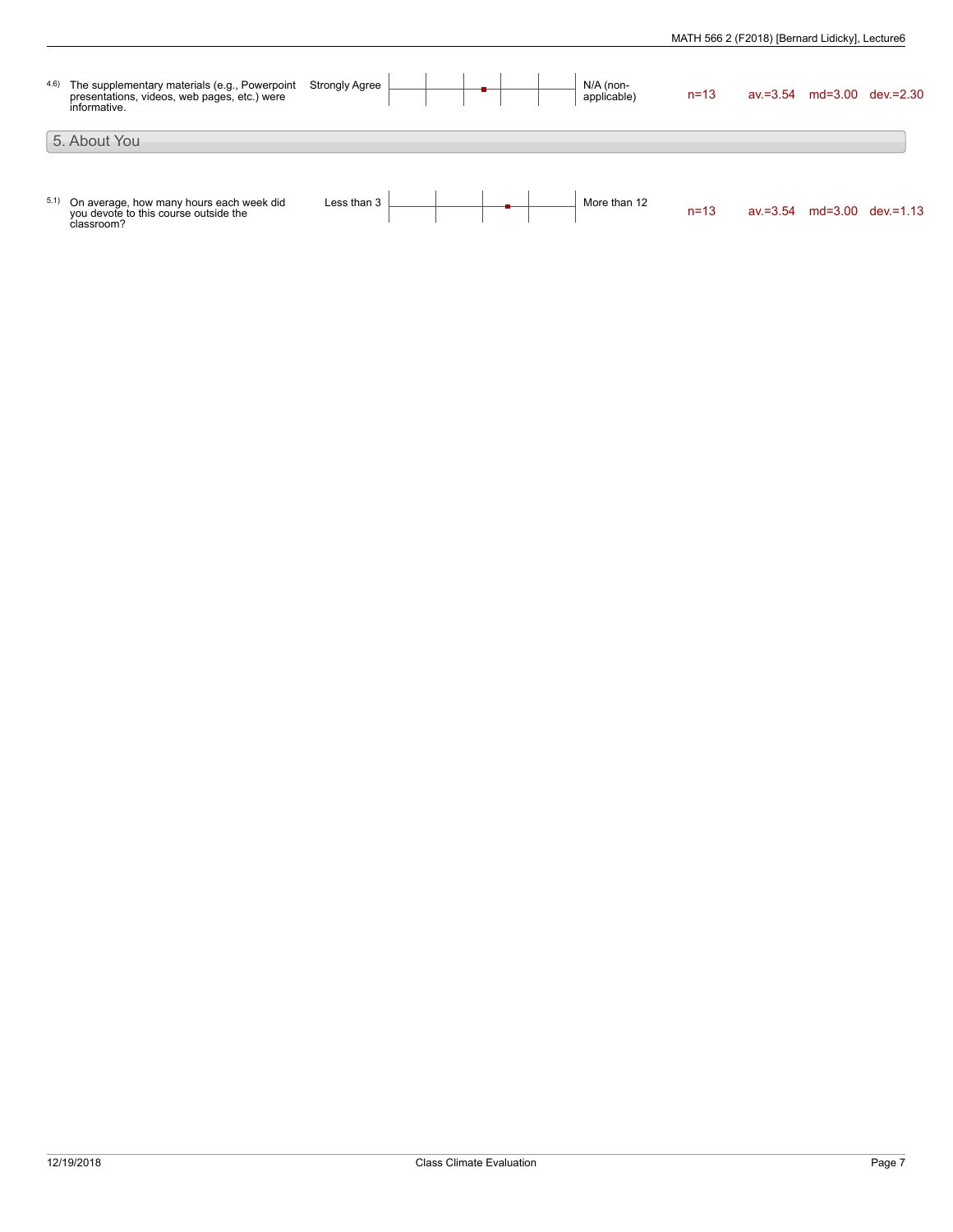4.6) The supplementary materials (e.g., Powerpoint presentations, videos, web pages, etc.) were informative.

Strongly Agree — N/A (non-applicable)

n=13 av.=3.54 md=3.00 dev.=2.30

## 5. About You

5.1) On average, how many hours each week did you devote to this course outside the classroom?

Less than 3 — More than 12

n=13 av.=3.54 md=3.00 dev.=1.13